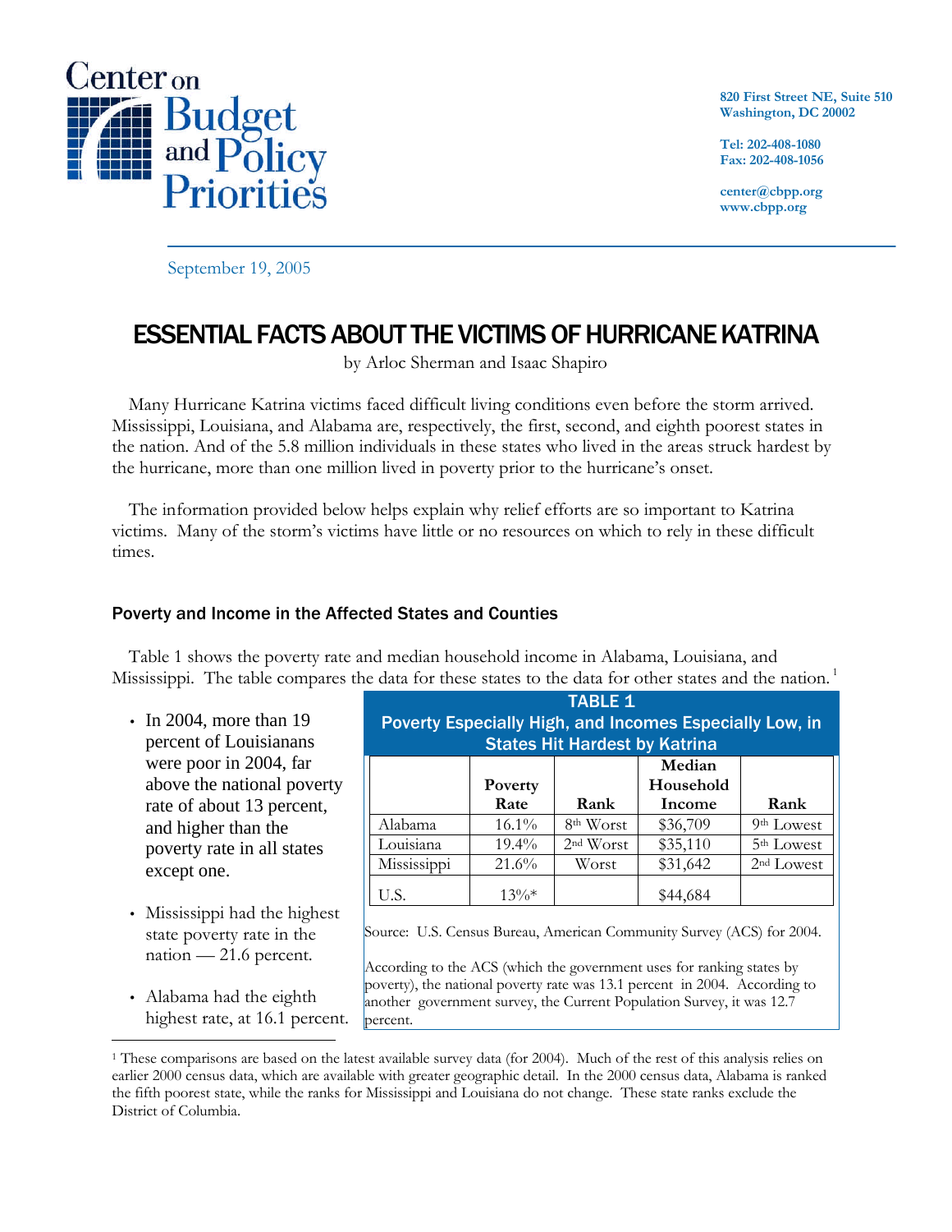Center on Budget and Policy Priorities

820 First Street NE, Suite 510
Washington, DC 20002

Tel: 202-408-1080
Fax: 202-408-1056

center@cbpp.org
www.cbpp.org

September 19, 2005

# ESSENTIAL FACTS ABOUT THE VICTIMS OF HURRICANE KATRINA

by Arloc Sherman and Isaac Shapiro

Many Hurricane Katrina victims faced difficult living conditions even before the storm arrived. Mississippi, Louisiana, and Alabama are, respectively, the first, second, and eighth poorest states in the nation. And of the 5.8 million individuals in these states who lived in the areas struck hardest by the hurricane, more than one million lived in poverty prior to the hurricane's onset.

The information provided below helps explain why relief efforts are so important to Katrina victims. Many of the storm's victims have little or no resources on which to rely in these difficult times.

## Poverty and Income in the Affected States and Counties

Table 1 shows the poverty rate and median household income in Alabama, Louisiana, and Mississippi. The table compares the data for these states to the data for other states and the nation.[1]

- In 2004, more than 19 percent of Louisianans were poor in 2004, far above the national poverty rate of about 13 percent, and higher than the poverty rate in all states except one.
- Mississippi had the highest state poverty rate in the nation — 21.6 percent.
- Alabama had the eighth highest rate, at 16.1 percent.

**TABLE 1**
**Poverty Especially High, and Incomes Especially Low, in States Hit Hardest by Katrina**

| | Poverty Rate | Rank | Median Household Income | Rank |
|---|---|---|---|---|
| Alabama | 16.1% | 8th Worst | $36,709 | 9th Lowest |
| Louisiana | 19.4% | 2nd Worst | $35,110 | 5th Lowest |
| Mississippi | 21.6% | Worst | $31,642 | 2nd Lowest |
| U.S. | 13%* | | $44,684 | |

Source: U.S. Census Bureau, American Community Survey (ACS) for 2004.

According to the ACS (which the government uses for ranking states by poverty), the national poverty rate was 13.1 percent in 2004. According to another government survey, the Current Population Survey, it was 12.7 percent.

[1] These comparisons are based on the latest available survey data (for 2004). Much of the rest of this analysis relies on earlier 2000 census data, which are available with greater geographic detail. In the 2000 census data, Alabama is ranked the fifth poorest state, while the ranks for Mississippi and Louisiana do not change. These state ranks exclude the District of Columbia.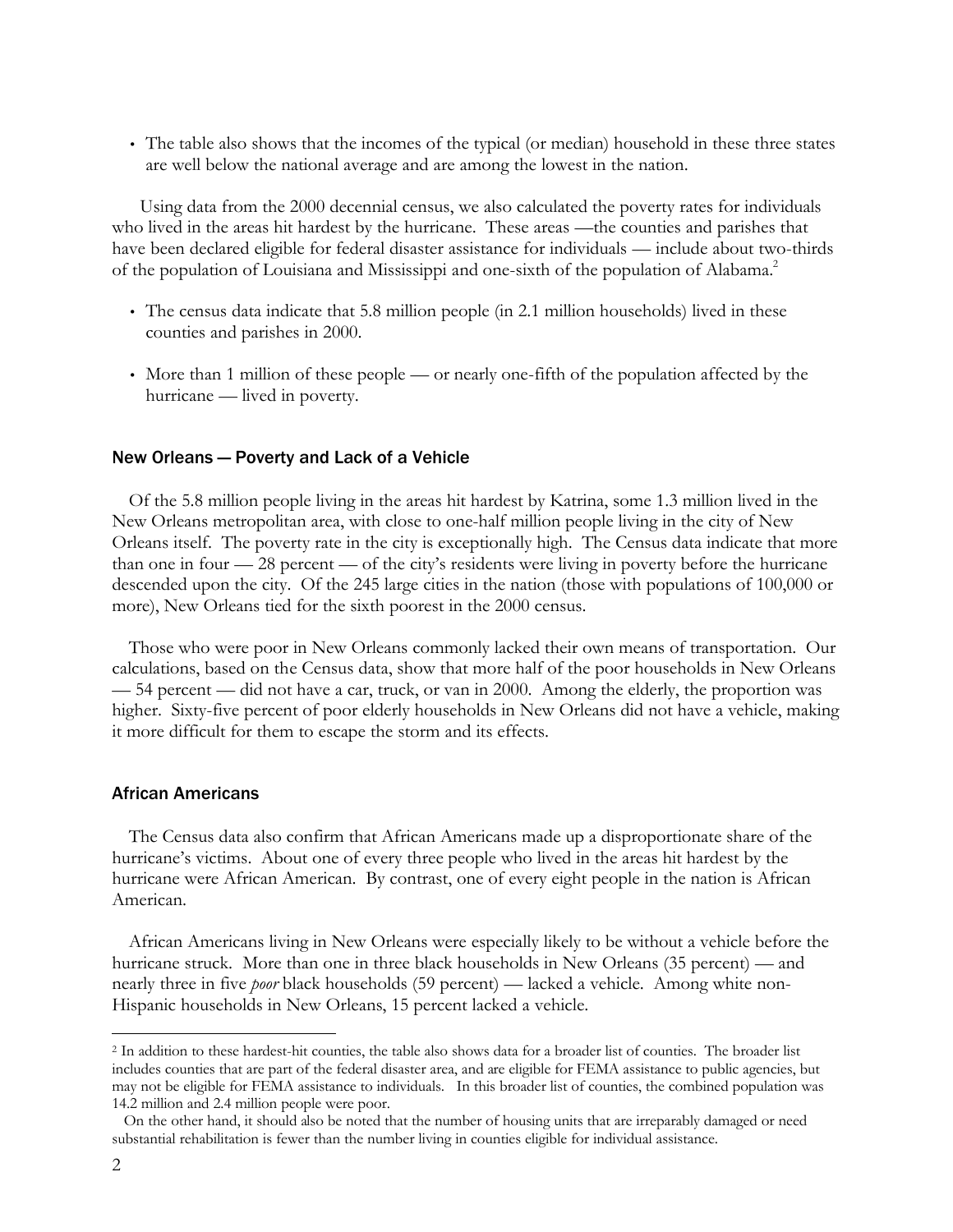- The table also shows that the incomes of the typical (or median) household in these three states are well below the national average and are among the lowest in the nation.

Using data from the 2000 decennial census, we also calculated the poverty rates for individuals who lived in the areas hit hardest by the hurricane. These areas —the counties and parishes that have been declared eligible for federal disaster assistance for individuals — include about two-thirds of the population of Louisiana and Mississippi and one-sixth of the population of Alabama.[2]

- The census data indicate that 5.8 million people (in 2.1 million households) lived in these counties and parishes in 2000.
- More than 1 million of these people — or nearly one-fifth of the population affected by the hurricane — lived in poverty.

## New Orleans — Poverty and Lack of a Vehicle

Of the 5.8 million people living in the areas hit hardest by Katrina, some 1.3 million lived in the New Orleans metropolitan area, with close to one-half million people living in the city of New Orleans itself. The poverty rate in the city is exceptionally high. The Census data indicate that more than one in four — 28 percent — of the city's residents were living in poverty before the hurricane descended upon the city. Of the 245 large cities in the nation (those with populations of 100,000 or more), New Orleans tied for the sixth poorest in the 2000 census.

Those who were poor in New Orleans commonly lacked their own means of transportation. Our calculations, based on the Census data, show that more half of the poor households in New Orleans — 54 percent — did not have a car, truck, or van in 2000. Among the elderly, the proportion was higher. Sixty-five percent of poor elderly households in New Orleans did not have a vehicle, making it more difficult for them to escape the storm and its effects.

## African Americans

The Census data also confirm that African Americans made up a disproportionate share of the hurricane's victims. About one of every three people who lived in the areas hit hardest by the hurricane were African American. By contrast, one of every eight people in the nation is African American.

African Americans living in New Orleans were especially likely to be without a vehicle before the hurricane struck. More than one in three black households in New Orleans (35 percent) — and nearly three in five *poor* black households (59 percent) — lacked a vehicle. Among white non-Hispanic households in New Orleans, 15 percent lacked a vehicle.

---

[2] In addition to these hardest-hit counties, the table also shows data for a broader list of counties. The broader list includes counties that are part of the federal disaster area, and are eligible for FEMA assistance to public agencies, but may not be eligible for FEMA assistance to individuals. In this broader list of counties, the combined population was 14.2 million and 2.4 million people were poor.

On the other hand, it should also be noted that the number of housing units that are irreparably damaged or need substantial rehabilitation is fewer than the number living in counties eligible for individual assistance.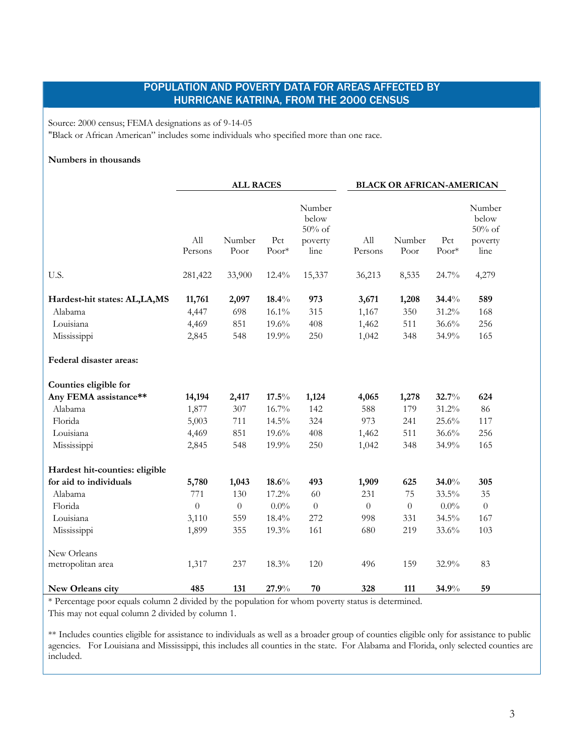## POPULATION AND POVERTY DATA FOR AREAS AFFECTED BY HURRICANE KATRINA, FROM THE 2000 CENSUS

Source: 2000 census; FEMA designations as of 9-14-05
"Black or African American" includes some individuals who specified more than one race.

**Numbers in thousands**

| | ALL RACES | | | | BLACK OR AFRICAN-AMERICAN | | | |
|---|---|---|---|---|---|---|---|---|
| | All Persons | Number Poor | Pct Poor* | Number below 50% of poverty line | All Persons | Number Poor | Pct Poor* | Number below 50% of poverty line |
| U.S. | 281,422 | 33,900 | 12.4% | 15,337 | 36,213 | 8,535 | 24.7% | 4,279 |
| **Hardest-hit states: AL,LA,MS** | **11,761** | **2,097** | **18.4%** | **973** | **3,671** | **1,208** | **34.4%** | **589** |
| Alabama | 4,447 | 698 | 16.1% | 315 | 1,167 | 350 | 31.2% | 168 |
| Louisiana | 4,469 | 851 | 19.6% | 408 | 1,462 | 511 | 36.6% | 256 |
| Mississippi | 2,845 | 548 | 19.9% | 250 | 1,042 | 348 | 34.9% | 165 |
| **Federal disaster areas:** | | | | | | | | |
| **Counties eligible for Any FEMA assistance**** | **14,194** | **2,417** | **17.5%** | **1,124** | **4,065** | **1,278** | **32.7%** | **624** |
| Alabama | 1,877 | 307 | 16.7% | 142 | 588 | 179 | 31.2% | 86 |
| Florida | 5,003 | 711 | 14.5% | 324 | 973 | 241 | 25.6% | 117 |
| Louisiana | 4,469 | 851 | 19.6% | 408 | 1,462 | 511 | 36.6% | 256 |
| Mississippi | 2,845 | 548 | 19.9% | 250 | 1,042 | 348 | 34.9% | 165 |
| **Hardest hit-counties: eligible for aid to individuals** | **5,780** | **1,043** | **18.6%** | **493** | **1,909** | **625** | **34.0%** | **305** |
| Alabama | 771 | 130 | 17.2% | 60 | 231 | 75 | 33.5% | 35 |
| Florida | 0 | 0 | 0.0% | 0 | 0 | 0 | 0.0% | 0 |
| Louisiana | 3,110 | 559 | 18.4% | 272 | 998 | 331 | 34.5% | 167 |
| Mississippi | 1,899 | 355 | 19.3% | 161 | 680 | 219 | 33.6% | 103 |
| New Orleans metropolitan area | 1,317 | 237 | 18.3% | 120 | 496 | 159 | 32.9% | 83 |
| **New Orleans city** | **485** | **131** | **27.9%** | **70** | **328** | **111** | **34.9%** | **59** |

* Percentage poor equals column 2 divided by the population for whom poverty status is determined.
This may not equal column 2 divided by column 1.

** Includes counties eligible for assistance to individuals as well as a broader group of counties eligible only for assistance to public agencies. For Louisiana and Mississippi, this includes all counties in the state. For Alabama and Florida, only selected counties are included.